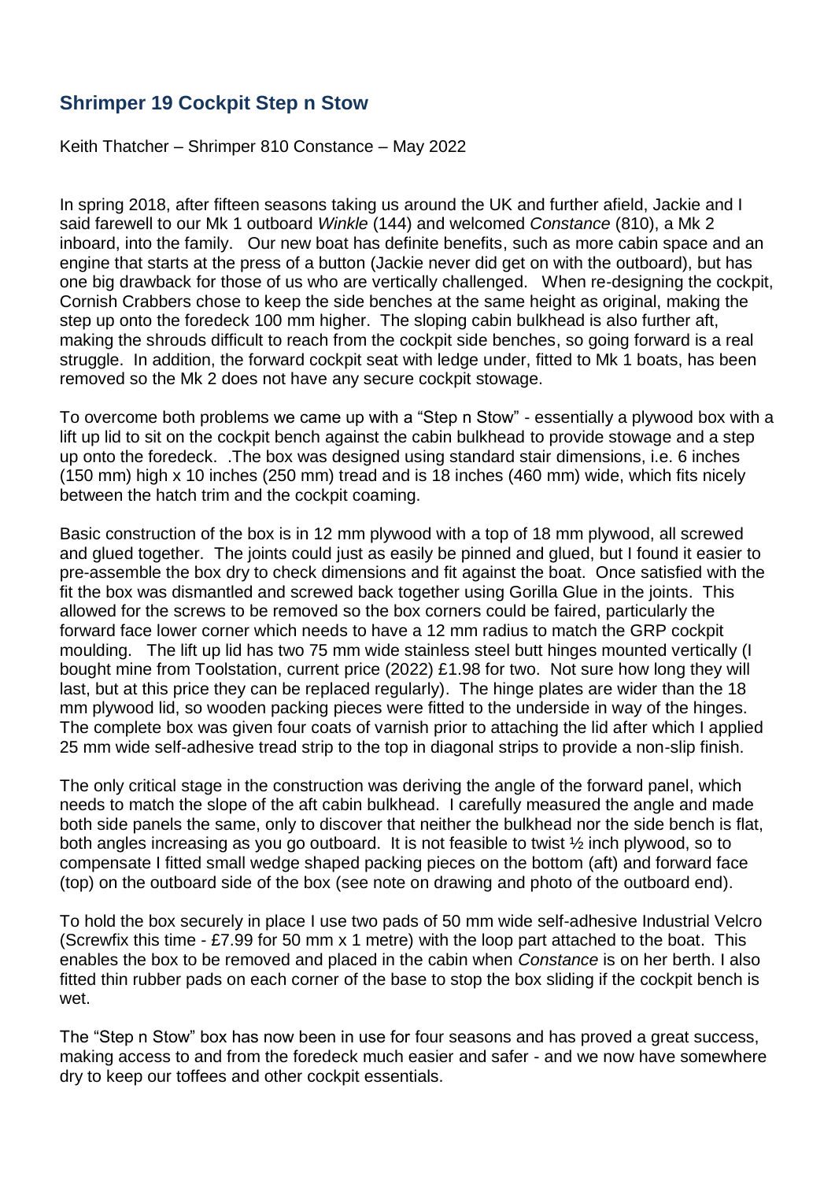## Shrimper 19 Cockpit Step n Stow

Keith Thatcher – Shrimper 810 Constance – May 2022

In spring 2018, after fifteen seasons taking us around the UK and further afield, Jackie and I said farewell to our Mk 1 outboard *Winkle* (144) and welcomed *Constance* (810), a Mk 2 inboard, into the family. Our new boat has definite benefits, such as more cabin space and an engine that starts at the press of a button (Jackie never did get on with the outboard), but has one big drawback for those of us who are vertically challenged. When re-designing the cockpit, Cornish Crabbers chose to keep the side benches at the same height as original, making the step up onto the foredeck 100 mm higher. The sloping cabin bulkhead is also further aft, making the shrouds difficult to reach from the cockpit side benches, so going forward is a real struggle. In addition, the forward cockpit seat with ledge under, fitted to Mk 1 boats, has been removed so the Mk 2 does not have any secure cockpit stowage.

To overcome both problems we came up with a "Step n Stow" - essentially a plywood box with a lift up lid to sit on the cockpit bench against the cabin bulkhead to provide stowage and a step up onto the foredeck. .The box was designed using standard stair dimensions, i.e. 6 inches (150 mm) high x 10 inches (250 mm) tread and is 18 inches (460 mm) wide, which fits nicely between the hatch trim and the cockpit coaming.

Basic construction of the box is in 12 mm plywood with a top of 18 mm plywood, all screwed and glued together. The joints could just as easily be pinned and glued, but I found it easier to pre-assemble the box dry to check dimensions and fit against the boat. Once satisfied with the fit the box was dismantled and screwed back together using Gorilla Glue in the joints. This allowed for the screws to be removed so the box corners could be faired, particularly the forward face lower corner which needs to have a 12 mm radius to match the GRP cockpit moulding. The lift up lid has two 75 mm wide stainless steel butt hinges mounted vertically (I bought mine from Toolstation, current price (2022) £1.98 for two. Not sure how long they will last, but at this price they can be replaced regularly). The hinge plates are wider than the 18 mm plywood lid, so wooden packing pieces were fitted to the underside in way of the hinges. The complete box was given four coats of varnish prior to attaching the lid after which I applied 25 mm wide self-adhesive tread strip to the top in diagonal strips to provide a non-slip finish.

The only critical stage in the construction was deriving the angle of the forward panel, which needs to match the slope of the aft cabin bulkhead. I carefully measured the angle and made both side panels the same, only to discover that neither the bulkhead nor the side bench is flat, both angles increasing as you go outboard. It is not feasible to twist ½ inch plywood, so to compensate I fitted small wedge shaped packing pieces on the bottom (aft) and forward face (top) on the outboard side of the box (see note on drawing and photo of the outboard end).

To hold the box securely in place I use two pads of 50 mm wide self-adhesive Industrial Velcro (Screwfix this time - £7.99 for 50 mm x 1 metre) with the loop part attached to the boat. This enables the box to be removed and placed in the cabin when *Constance* is on her berth. I also fitted thin rubber pads on each corner of the base to stop the box sliding if the cockpit bench is wet.

The "Step n Stow" box has now been in use for four seasons and has proved a great success, making access to and from the foredeck much easier and safer - and we now have somewhere dry to keep our toffees and other cockpit essentials.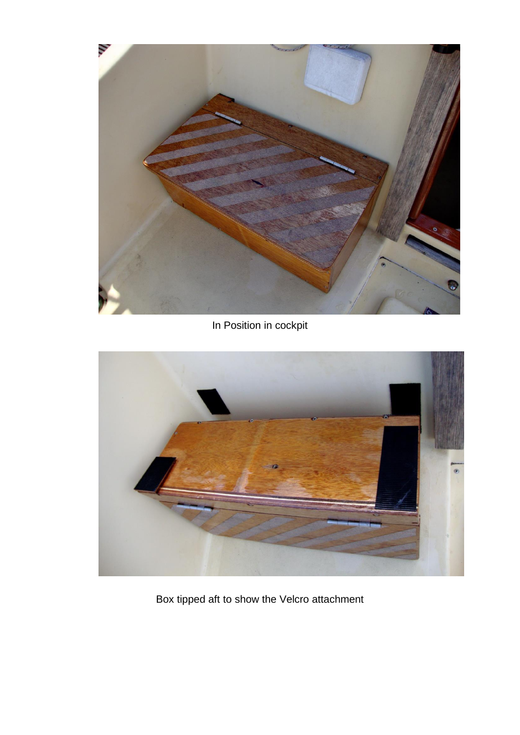In Position in cockpit

Box tipped aft to show the Velcro attachment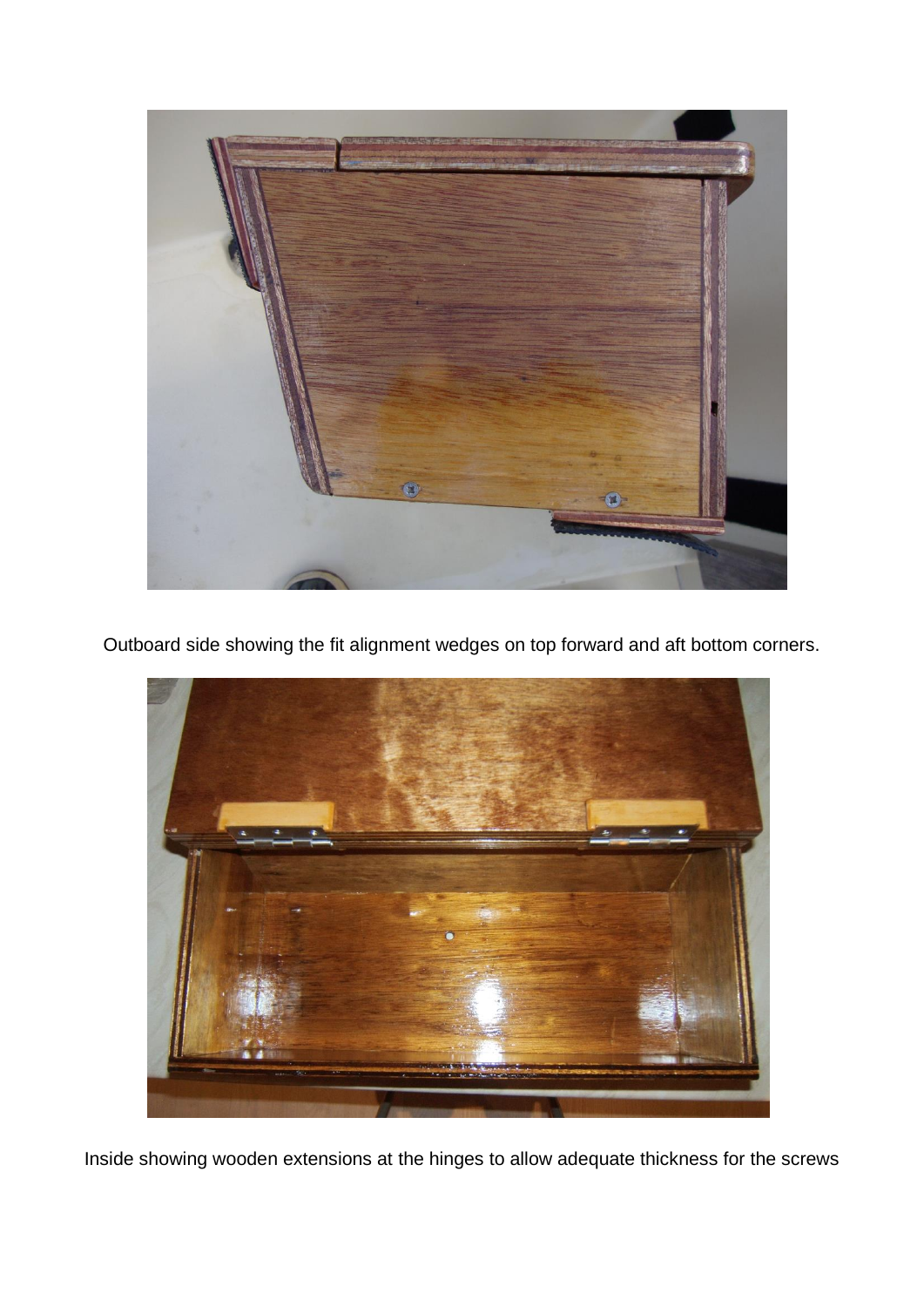Outboard side showing the fit alignment wedges on top forward and aft bottom corners.

Inside showing wooden extensions at the hinges to allow adequate thickness for the screws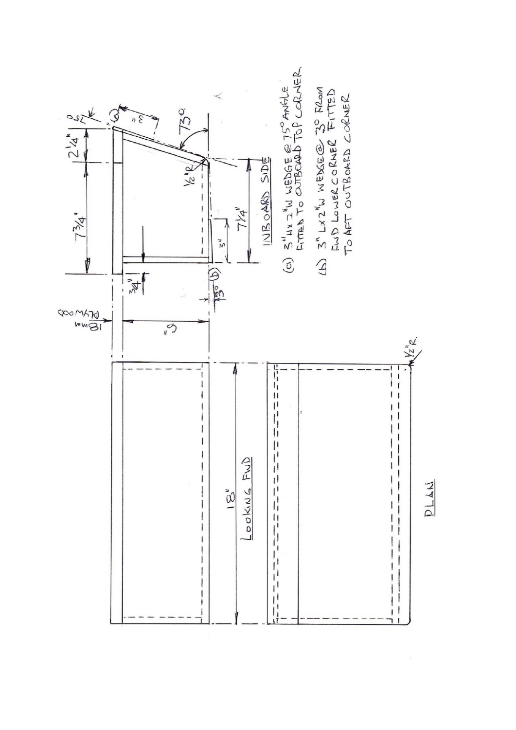INBOARD SIDE

LOOKING FWD

PLAN

18mm PLYWOOD

9"

18"

7¾"

2¼"

7¼"

3"

¾"

3"

73°

½"R

½"R

3°

(a)

(b)

(a) 3"H x 2"W WEDGE @ 75° ANGLE FITTED TO OUTBOARD TOP CORNER

(b) 3"L x 2"W WEDGE @ 3° FROM FWD LOWER CORNER FITTED TO AFT OUTBOARD CORNER